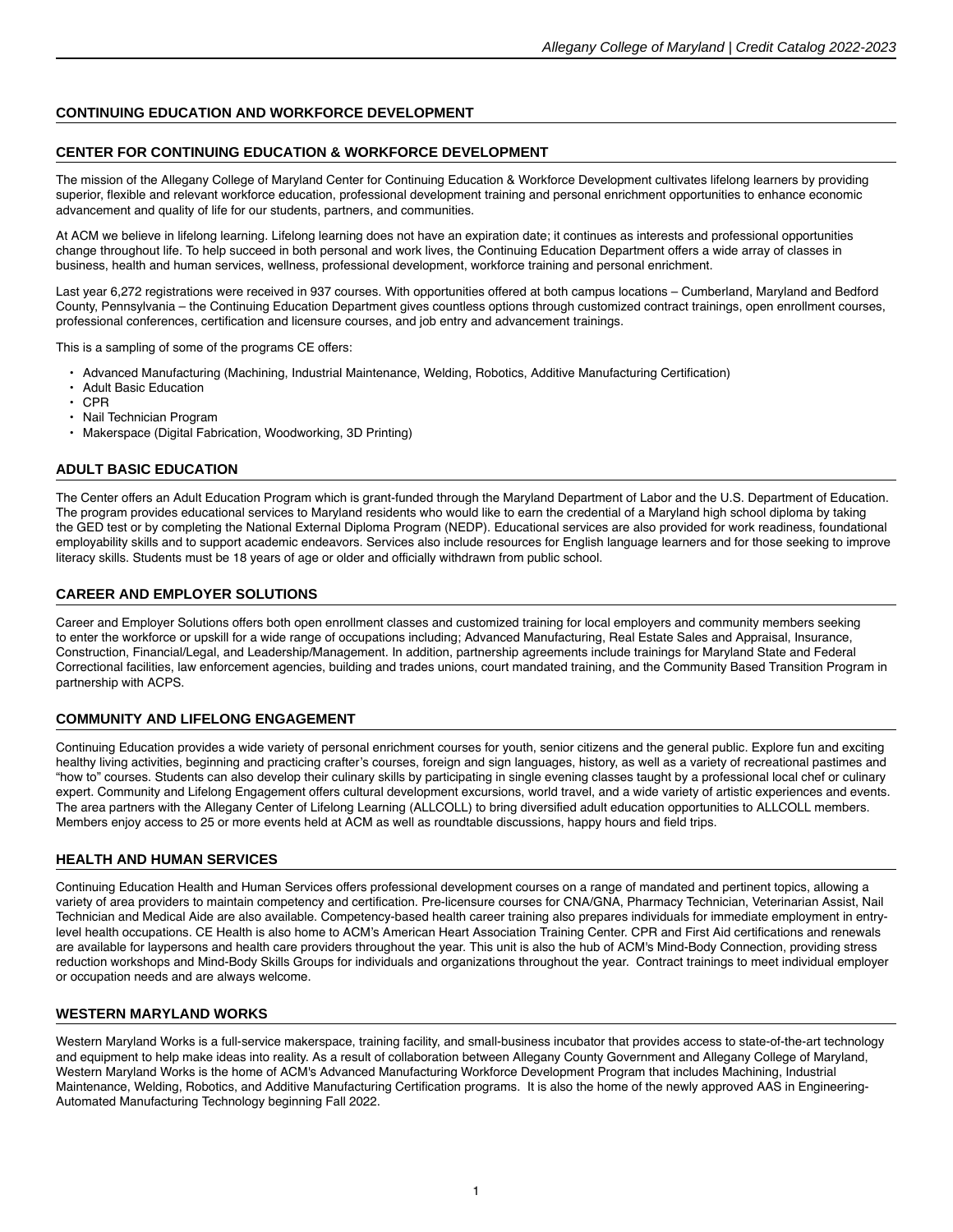## CONTINUING EDUCATION AND WORKFORCE DEVELOPMENT

### CENTER FOR CONTINUING EDUCATION & WORKFORCE DEVELOPMENT

The mission of the Allegany College of Maryland Center for Continuing Education & Workforce Development cultivates lifelong learners by providing superior, flexible and relevant workforce education, professional development training and personal enrichment opportunities to enhance economic advancement and quality of life for our students, partners, and communities.

At ACM we believe in lifelong learning. Lifelong learning does not have an expiration date; it continues as interests and professional opportunities change throughout life. To help succeed in both personal and work lives, the Continuing Education Department offers a wide array of classes in business, health and human services, wellness, professional development, workforce training and personal enrichment.

Last year 6,272 registrations were received in 937 courses. With opportunities offered at both campus locations – Cumberland, Maryland and Bedford County, Pennsylvania – the Continuing Education Department gives countless options through customized contract trainings, open enrollment courses, professional conferences, certification and licensure courses, and job entry and advancement trainings.

This is a sampling of some of the programs CE offers:

- Advanced Manufacturing (Machining, Industrial Maintenance, Welding, Robotics, Additive Manufacturing Certification)
- Adult Basic Education
- CPR
- Nail Technician Program
- Makerspace (Digital Fabrication, Woodworking, 3D Printing)

### ADULT BASIC EDUCATION

The Center offers an Adult Education Program which is grant-funded through the Maryland Department of Labor and the U.S. Department of Education. The program provides educational services to Maryland residents who would like to earn the credential of a Maryland high school diploma by taking the GED test or by completing the National External Diploma Program (NEDP). Educational services are also provided for work readiness, foundational employability skills and to support academic endeavors. Services also include resources for English language learners and for those seeking to improve literacy skills. Students must be 18 years of age or older and officially withdrawn from public school.

### CAREER AND EMPLOYER SOLUTIONS

Career and Employer Solutions offers both open enrollment classes and customized training for local employers and community members seeking to enter the workforce or upskill for a wide range of occupations including; Advanced Manufacturing, Real Estate Sales and Appraisal, Insurance, Construction, Financial/Legal, and Leadership/Management. In addition, partnership agreements include trainings for Maryland State and Federal Correctional facilities, law enforcement agencies, building and trades unions, court mandated training, and the Community Based Transition Program in partnership with ACPS.

### COMMUNITY AND LIFELONG ENGAGEMENT

Continuing Education provides a wide variety of personal enrichment courses for youth, senior citizens and the general public. Explore fun and exciting healthy living activities, beginning and practicing crafter's courses, foreign and sign languages, history, as well as a variety of recreational pastimes and "how to" courses. Students can also develop their culinary skills by participating in single evening classes taught by a professional local chef or culinary expert. Community and Lifelong Engagement offers cultural development excursions, world travel, and a wide variety of artistic experiences and events. The area partners with the Allegany Center of Lifelong Learning (ALLCOLL) to bring diversified adult education opportunities to ALLCOLL members. Members enjoy access to 25 or more events held at ACM as well as roundtable discussions, happy hours and field trips.

### HEALTH AND HUMAN SERVICES

Continuing Education Health and Human Services offers professional development courses on a range of mandated and pertinent topics, allowing a variety of area providers to maintain competency and certification. Pre-licensure courses for CNA/GNA, Pharmacy Technician, Veterinarian Assist, Nail Technician and Medical Aide are also available. Competency-based health career training also prepares individuals for immediate employment in entry-level health occupations. CE Health is also home to ACM's American Heart Association Training Center. CPR and First Aid certifications and renewals are available for laypersons and health care providers throughout the year. This unit is also the hub of ACM's Mind-Body Connection, providing stress reduction workshops and Mind-Body Skills Groups for individuals and organizations throughout the year. Contract trainings to meet individual employer or occupation needs and are always welcome.

### WESTERN MARYLAND WORKS

Western Maryland Works is a full-service makerspace, training facility, and small-business incubator that provides access to state-of-the-art technology and equipment to help make ideas into reality. As a result of collaboration between Allegany County Government and Allegany College of Maryland, Western Maryland Works is the home of ACM's Advanced Manufacturing Workforce Development Program that includes Machining, Industrial Maintenance, Welding, Robotics, and Additive Manufacturing Certification programs. It is also the home of the newly approved AAS in Engineering-Automated Manufacturing Technology beginning Fall 2022.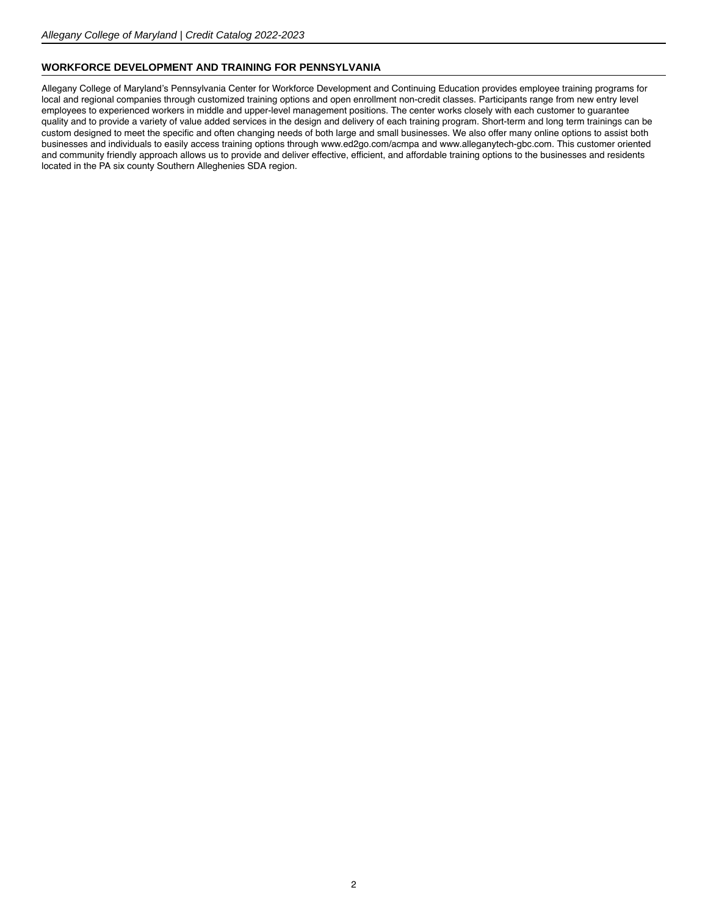## WORKFORCE DEVELOPMENT AND TRAINING FOR PENNSYLVANIA

Allegany College of Maryland's Pennsylvania Center for Workforce Development and Continuing Education provides employee training programs for local and regional companies through customized training options and open enrollment non-credit classes. Participants range from new entry level employees to experienced workers in middle and upper-level management positions. The center works closely with each customer to guarantee quality and to provide a variety of value added services in the design and delivery of each training program. Short-term and long term trainings can be custom designed to meet the specific and often changing needs of both large and small businesses. We also offer many online options to assist both businesses and individuals to easily access training options through www.ed2go.com/acmpa and www.alleganytech-gbc.com. This customer oriented and community friendly approach allows us to provide and deliver effective, efficient, and affordable training options to the businesses and residents located in the PA six county Southern Alleghenies SDA region.